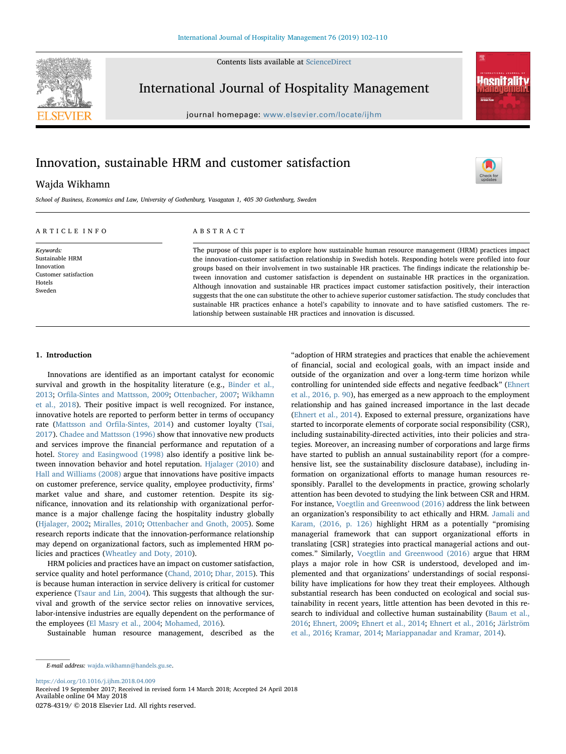# Innovation, sustainable HRM and customer satisfaction

Wajda Wikhamn

*School of Business, Economics and Law, University of Gothenburg, Vasagatan 1, 405 30 Gothenburg, Sweden*

## ARTICLE INFO

*Keywords:*
Sustainable HRM
Innovation
Customer satisfaction
Hotels
Sweden

## ABSTRACT

The purpose of this paper is to explore how sustainable human resource management (HRM) practices impact the innovation-customer satisfaction relationship in Swedish hotels. Responding hotels were profiled into four groups based on their involvement in two sustainable HR practices. The findings indicate the relationship between innovation and customer satisfaction is dependent on sustainable HR practices in the organization. Although innovation and sustainable HR practices impact customer satisfaction positively, their interaction suggests that the one can substitute the other to achieve superior customer satisfaction. The study concludes that sustainable HR practices enhance a hotel's capability to innovate and to have satisfied customers. The relationship between sustainable HR practices and innovation is discussed.

## 1. Introduction

Innovations are identified as an important catalyst for economic survival and growth in the hospitality literature (e.g., Binder et al., 2013; Orfila-Sintes and Mattsson, 2009; Ottenbacher, 2007; Wikhamn et al., 2018). Their positive impact is well recognized. For instance, innovative hotels are reported to perform better in terms of occupancy rate (Mattsson and Orfila-Sintes, 2014) and customer loyalty (Tsai, 2017). Chadee and Mattsson (1996) show that innovative new products and services improve the financial performance and reputation of a hotel. Storey and Easingwood (1998) also identify a positive link between innovation behavior and hotel reputation. Hjalager (2010) and Hall and Williams (2008) argue that innovations have positive impacts on customer preference, service quality, employee productivity, firms' market value and share, and customer retention. Despite its significance, innovation and its relationship with organizational performance is a major challenge facing the hospitality industry globally (Hjalager, 2002; Miralles, 2010; Ottenbacher and Gnoth, 2005). Some research reports indicate that the innovation-performance relationship may depend on organizational factors, such as implemented HRM policies and practices (Wheatley and Doty, 2010).

HRM policies and practices have an impact on customer satisfaction, service quality and hotel performance (Chand, 2010; Dhar, 2015). This is because human interaction in service delivery is critical for customer experience (Tsaur and Lin, 2004). This suggests that although the survival and growth of the service sector relies on innovative services, labor-intensive industries are equally dependent on the performance of the employees (El Masry et al., 2004; Mohamed, 2016).

Sustainable human resource management, described as the "adoption of HRM strategies and practices that enable the achievement of financial, social and ecological goals, with an impact inside and outside of the organization and over a long-term time horizon while controlling for unintended side effects and negative feedback" (Ehnert et al., 2016, p. 90), has emerged as a new approach to the employment relationship and has gained increased importance in the last decade (Ehnert et al., 2014). Exposed to external pressure, organizations have started to incorporate elements of corporate social responsibility (CSR), including sustainability-directed activities, into their policies and strategies. Moreover, an increasing number of corporations and large firms have started to publish an annual sustainability report (for a comprehensive list, see the sustainability disclosure database), including information on organizational efforts to manage human resources responsibly. Parallel to the developments in practice, growing scholarly attention has been devoted to studying the link between CSR and HRM. For instance, Voegtlin and Greenwood (2016) address the link between an organization's responsibility to act ethically and HRM. Jamali and Karam, (2016, p. 126) highlight HRM as a potentially "promising managerial framework that can support organizational efforts in translating [CSR] strategies into practical managerial actions and outcomes." Similarly, Voegtlin and Greenwood (2016) argue that HRM plays a major role in how CSR is understood, developed and implemented and that organizations' understandings of social responsibility have implications for how they treat their employees. Although substantial research has been conducted on ecological and social sustainability in recent years, little attention has been devoted in this research to individual and collective human sustainability (Baum et al., 2016; Ehnert, 2009; Ehnert et al., 2014; Ehnert et al., 2016; Järlström et al., 2016; Kramar, 2014; Mariappanadar and Kramar, 2014).

---

*E-mail address:* wajda.wikhamn@handels.gu.se.

https://doi.org/10.1016/j.ijhm.2018.04.009
Received 19 September 2017; Received in revised form 14 March 2018; Accepted 24 April 2018
Available online 04 May 2018
0278-4319/ © 2018 Elsevier Ltd. All rights reserved.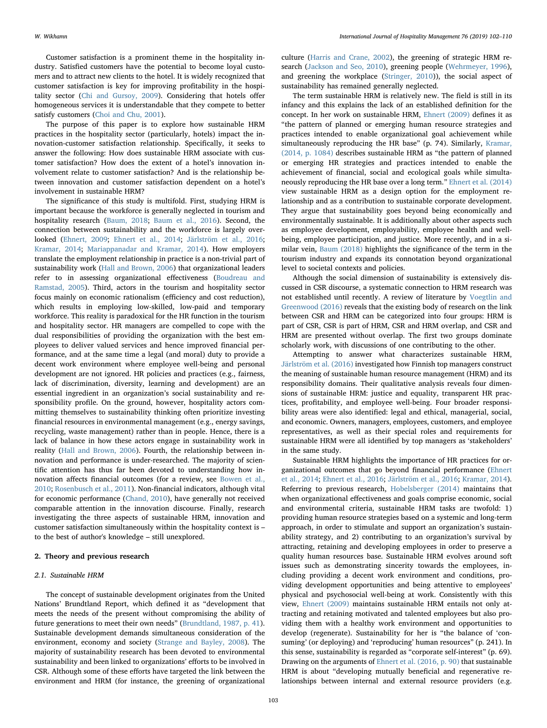Customer satisfaction is a prominent theme in the hospitality industry. Satisfied customers have the potential to become loyal customers and to attract new clients to the hotel. It is widely recognized that customer satisfaction is key for improving profitability in the hospitality sector (Chi and Gursoy, 2009). Considering that hotels offer homogeneous services it is understandable that they compete to better satisfy customers (Choi and Chu, 2001).

The purpose of this paper is to explore how sustainable HRM practices in the hospitality sector (particularly, hotels) impact the innovation-customer satisfaction relationship. Specifically, it seeks to answer the following: How does sustainable HRM associate with customer satisfaction? How does the extent of a hotel's innovation involvement relate to customer satisfaction? And is the relationship between innovation and customer satisfaction dependent on a hotel's involvement in sustainable HRM?

The significance of this study is multifold. First, studying HRM is important because the workforce is generally neglected in tourism and hospitality research (Baum, 2018; Baum et al., 2016). Second, the connection between sustainability and the workforce is largely overlooked (Ehnert, 2009; Ehnert et al., 2014; Järlström et al., 2016; Kramar, 2014; Mariappanadar and Kramar, 2014). How employers translate the employment relationship in practice is a non-trivial part of sustainability work (Hall and Brown, 2006) that organizational leaders refer to in assessing organizational effectiveness (Boudreau and Ramstad, 2005). Third, actors in the tourism and hospitality sector focus mainly on economic rationalism (efficiency and cost reduction), which results in employing low-skilled, low-paid and temporary workforce. This reality is paradoxical for the HR function in the tourism and hospitality sector. HR managers are compelled to cope with the dual responsibilities of providing the organization with the best employees to deliver valued services and hence improved financial performance, and at the same time a legal (and moral) duty to provide a decent work environment where employee well-being and personal development are not ignored. HR policies and practices (e.g., fairness, lack of discrimination, diversity, learning and development) are an essential ingredient in an organization's social sustainability and responsibility profile. On the ground, however, hospitality actors committing themselves to sustainability thinking often prioritize investing financial resources in environmental management (e.g., energy savings, recycling, waste management) rather than in people. Hence, there is a lack of balance in how these actors engage in sustainability work in reality (Hall and Brown, 2006). Fourth, the relationship between innovation and performance is under-researched. The majority of scientific attention has thus far been devoted to understanding how innovation affects financial outcomes (for a review, see Bowen et al., 2010; Rosenbusch et al., 2011). Non-financial indicators, although vital for economic performance (Chand, 2010), have generally not received comparable attention in the innovation discourse. Finally, research investigating the three aspects of sustainable HRM, innovation and customer satisfaction simultaneously within the hospitality context is – to the best of author's knowledge – still unexplored.

## 2. Theory and previous research

### 2.1. Sustainable HRM

The concept of sustainable development originates from the United Nations' Brundtland Report, which defined it as "development that meets the needs of the present without compromising the ability of future generations to meet their own needs" (Brundtland, 1987, p. 41). Sustainable development demands simultaneous consideration of the environment, economy and society (Strange and Bayley, 2008). The majority of sustainability research has been devoted to environmental sustainability and been linked to organizations' efforts to be involved in CSR. Although some of these efforts have targeted the link between the environment and HRM (for instance, the greening of organizational culture (Harris and Crane, 2002), the greening of strategic HRM research (Jackson and Seo, 2010), greening people (Wehrmeyer, 1996), and greening the workplace (Stringer, 2010)), the social aspect of sustainability has remained generally neglected.

The term sustainable HRM is relatively new. The field is still in its infancy and this explains the lack of an established definition for the concept. In her work on sustainable HRM, Ehnert (2009) defines it as "the pattern of planned or emerging human resource strategies and practices intended to enable organizational goal achievement while simultaneously reproducing the HR base" (p. 74). Similarly, Kramar, (2014, p. 1084) describes sustainable HRM as "the pattern of planned or emerging HR strategies and practices intended to enable the achievement of financial, social and ecological goals while simultaneously reproducing the HR base over a long term." Ehnert et al. (2014) view sustainable HRM as a design option for the employment relationship and as a contribution to sustainable corporate development. They argue that sustainability goes beyond being economically and environmentally sustainable. It is additionally about other aspects such as employee development, employability, employee health and well-being, employee participation, and justice. More recently, and in a similar vein, Baum (2018) highlights the significance of the term in the tourism industry and expands its connotation beyond organizational level to societal contexts and policies.

Although the social dimension of sustainability is extensively discussed in CSR discourse, a systematic connection to HRM research was not established until recently. A review of literature by Voegtlin and Greenwood (2016) reveals that the existing body of research on the link between CSR and HRM can be categorized into four groups: HRM is part of CSR, CSR is part of HRM, CSR and HRM overlap, and CSR and HRM are presented without overlap. The first two groups dominate scholarly work, with discussions of one contributing to the other.

Attempting to answer what characterizes sustainable HRM, Järlström et al. (2016) investigated how Finnish top managers construct the meaning of sustainable human resource management (HRM) and its responsibility domains. Their qualitative analysis reveals four dimensions of sustainable HRM: justice and equality, transparent HR practices, profitability, and employee well-being. Four broader responsibility areas were also identified: legal and ethical, managerial, social, and economic. Owners, managers, employees, customers, and employee representatives, as well as their special roles and requirements for sustainable HRM were all identified by top managers as 'stakeholders' in the same study.

Sustainable HRM highlights the importance of HR practices for organizational outcomes that go beyond financial performance (Ehnert et al., 2014; Ehnert et al., 2016; Järlström et al., 2016; Kramar, 2014). Referring to previous research, Hobelsberger (2014) maintains that when organizational effectiveness and goals comprise economic, social and environmental criteria, sustainable HRM tasks are twofold: 1) providing human resource strategies based on a systemic and long-term approach, in order to stimulate and support an organization's sustainability strategy, and 2) contributing to an organization's survival by attracting, retaining and developing employees in order to preserve a quality human resources base. Sustainable HRM evolves around soft issues such as demonstrating sincerity towards the employees, including providing a decent work environment and conditions, providing development opportunities and being attentive to employees' physical and psychosocial well-being at work. Consistently with this view, Ehnert (2009) maintains sustainable HRM entails not only attracting and retaining motivated and talented employees but also providing them with a healthy work environment and opportunities to develop (regenerate). Sustainability for her is "the balance of 'consuming' (or deploying) and 'reproducing' human resources" (p. 241). In this sense, sustainability is regarded as "corporate self-interest" (p. 69). Drawing on the arguments of Ehnert et al. (2016, p. 90) that sustainable HRM is about "developing mutually beneficial and regenerative relationships between internal and external resource providers (e.g.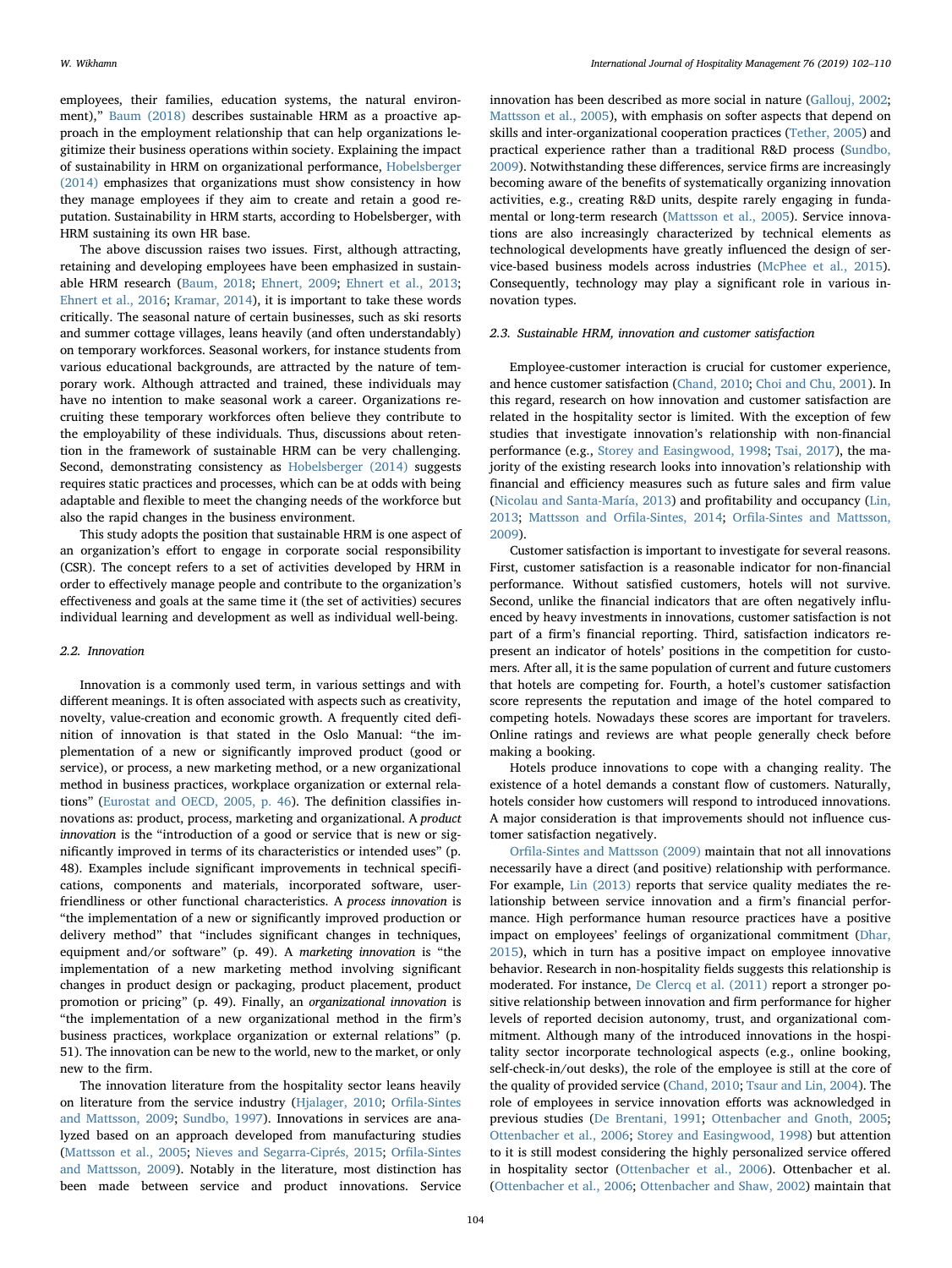employees, their families, education systems, the natural environment)," Baum (2018) describes sustainable HRM as a proactive approach in the employment relationship that can help organizations legitimize their business operations within society. Explaining the impact of sustainability in HRM on organizational performance, Hobelsberger (2014) emphasizes that organizations must show consistency in how they manage employees if they aim to create and retain a good reputation. Sustainability in HRM starts, according to Hobelsberger, with HRM sustaining its own HR base.

The above discussion raises two issues. First, although attracting, retaining and developing employees have been emphasized in sustainable HRM research (Baum, 2018; Ehnert, 2009; Ehnert et al., 2013; Ehnert et al., 2016; Kramar, 2014), it is important to take these words critically. The seasonal nature of certain businesses, such as ski resorts and summer cottage villages, leans heavily (and often understandably) on temporary workforces. Seasonal workers, for instance students from various educational backgrounds, are attracted by the nature of temporary work. Although attracted and trained, these individuals may have no intention to make seasonal work a career. Organizations recruiting these temporary workforces often believe they contribute to the employability of these individuals. Thus, discussions about retention in the framework of sustainable HRM can be very challenging. Second, demonstrating consistency as Hobelsberger (2014) suggests requires static practices and processes, which can be at odds with being adaptable and flexible to meet the changing needs of the workforce but also the rapid changes in the business environment.

This study adopts the position that sustainable HRM is one aspect of an organization's effort to engage in corporate social responsibility (CSR). The concept refers to a set of activities developed by HRM in order to effectively manage people and contribute to the organization's effectiveness and goals at the same time it (the set of activities) secures individual learning and development as well as individual well-being.

### 2.2. Innovation

Innovation is a commonly used term, in various settings and with different meanings. It is often associated with aspects such as creativity, novelty, value-creation and economic growth. A frequently cited definition of innovation is that stated in the Oslo Manual: "the implementation of a new or significantly improved product (good or service), or process, a new marketing method, or a new organizational method in business practices, workplace organization or external relations" (Eurostat and OECD, 2005, p. 46). The definition classifies innovations as: product, process, marketing and organizational. A *product innovation* is the "introduction of a good or service that is new or significantly improved in terms of its characteristics or intended uses" (p. 48). Examples include significant improvements in technical specifications, components and materials, incorporated software, user-friendliness or other functional characteristics. A *process innovation* is "the implementation of a new or significantly improved production or delivery method" that "includes significant changes in techniques, equipment and/or software" (p. 49). A *marketing innovation* is "the implementation of a new marketing method involving significant changes in product design or packaging, product placement, product promotion or pricing" (p. 49). Finally, an *organizational innovation* is "the implementation of a new organizational method in the firm's business practices, workplace organization or external relations" (p. 51). The innovation can be new to the world, new to the market, or only new to the firm.

The innovation literature from the hospitality sector leans heavily on literature from the service industry (Hjalager, 2010; Orfila-Sintes and Mattsson, 2009; Sundbo, 1997). Innovations in services are analyzed based on an approach developed from manufacturing studies (Mattsson et al., 2005; Nieves and Segarra-Ciprés, 2015; Orfila-Sintes and Mattsson, 2009). Notably in the literature, most distinction has been made between service and product innovations. Service innovation has been described as more social in nature (Gallouj, 2002; Mattsson et al., 2005), with emphasis on softer aspects that depend on skills and inter-organizational cooperation practices (Tether, 2005) and practical experience rather than a traditional R&D process (Sundbo, 2009). Notwithstanding these differences, service firms are increasingly becoming aware of the benefits of systematically organizing innovation activities, e.g., creating R&D units, despite rarely engaging in fundamental or long-term research (Mattsson et al., 2005). Service innovations are also increasingly characterized by technical elements as technological developments have greatly influenced the design of service-based business models across industries (McPhee et al., 2015). Consequently, technology may play a significant role in various innovation types.

### 2.3. Sustainable HRM, innovation and customer satisfaction

Employee-customer interaction is crucial for customer experience, and hence customer satisfaction (Chand, 2010; Choi and Chu, 2001). In this regard, research on how innovation and customer satisfaction are related in the hospitality sector is limited. With the exception of few studies that investigate innovation's relationship with non-financial performance (e.g., Storey and Easingwood, 1998; Tsai, 2017), the majority of the existing research looks into innovation's relationship with financial and efficiency measures such as future sales and firm value (Nicolau and Santa-María, 2013) and profitability and occupancy (Lin, 2013; Mattsson and Orfila-Sintes, 2014; Orfila-Sintes and Mattsson, 2009).

Customer satisfaction is important to investigate for several reasons. First, customer satisfaction is a reasonable indicator for non-financial performance. Without satisfied customers, hotels will not survive. Second, unlike the financial indicators that are often negatively influenced by heavy investments in innovations, customer satisfaction is not part of a firm's financial reporting. Third, satisfaction indicators represent an indicator of hotels' positions in the competition for customers. After all, it is the same population of current and future customers that hotels are competing for. Fourth, a hotel's customer satisfaction score represents the reputation and image of the hotel compared to competing hotels. Nowadays these scores are important for travelers. Online ratings and reviews are what people generally check before making a booking.

Hotels produce innovations to cope with a changing reality. The existence of a hotel demands a constant flow of customers. Naturally, hotels consider how customers will respond to introduced innovations. A major consideration is that improvements should not influence customer satisfaction negatively.

Orfila-Sintes and Mattsson (2009) maintain that not all innovations necessarily have a direct (and positive) relationship with performance. For example, Lin (2013) reports that service quality mediates the relationship between service innovation and a firm's financial performance. High performance human resource practices have a positive impact on employees' feelings of organizational commitment (Dhar, 2015), which in turn has a positive impact on employee innovative behavior. Research in non-hospitality fields suggests this relationship is moderated. For instance, De Clercq et al. (2011) report a stronger positive relationship between innovation and firm performance for higher levels of reported decision autonomy, trust, and organizational commitment. Although many of the introduced innovations in the hospitality sector incorporate technological aspects (e.g., online booking, self-check-in/out desks), the role of the employee is still at the core of the quality of provided service (Chand, 2010; Tsaur and Lin, 2004). The role of employees in service innovation efforts was acknowledged in previous studies (De Brentani, 1991; Ottenbacher and Gnoth, 2005; Ottenbacher et al., 2006; Storey and Easingwood, 1998) but attention to it is still modest considering the highly personalized service offered in hospitality sector (Ottenbacher et al., 2006). Ottenbacher et al. (Ottenbacher et al., 2006; Ottenbacher and Shaw, 2002) maintain that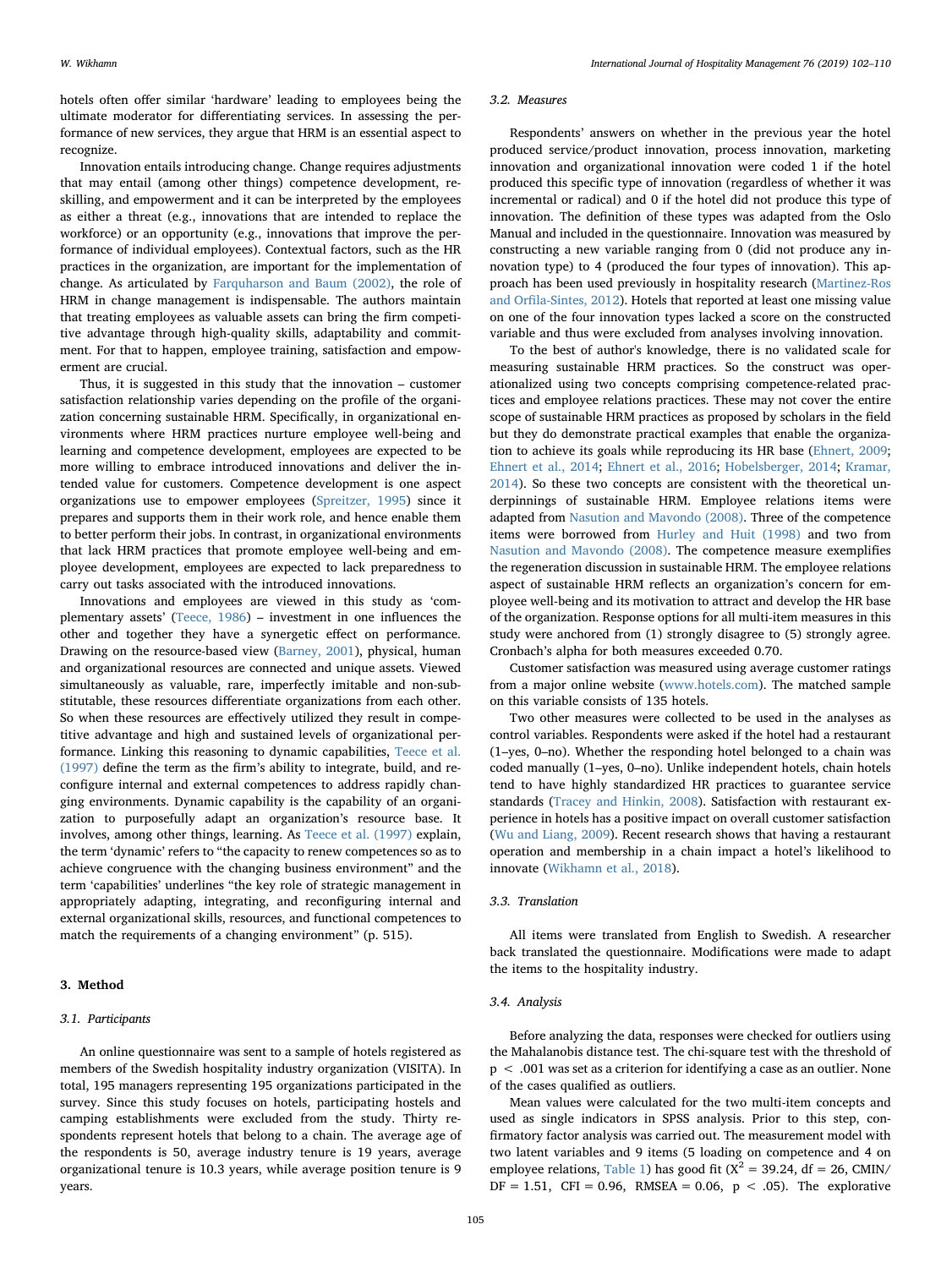hotels often offer similar 'hardware' leading to employees being the ultimate moderator for differentiating services. In assessing the performance of new services, they argue that HRM is an essential aspect to recognize.

Innovation entails introducing change. Change requires adjustments that may entail (among other things) competence development, reskilling, and empowerment and it can be interpreted by the employees as either a threat (e.g., innovations that are intended to replace the workforce) or an opportunity (e.g., innovations that improve the performance of individual employees). Contextual factors, such as the HR practices in the organization, are important for the implementation of change. As articulated by Farquharson and Baum (2002), the role of HRM in change management is indispensable. The authors maintain that treating employees as valuable assets can bring the firm competitive advantage through high-quality skills, adaptability and commitment. For that to happen, employee training, satisfaction and empowerment are crucial.

Thus, it is suggested in this study that the innovation – customer satisfaction relationship varies depending on the profile of the organization concerning sustainable HRM. Specifically, in organizational environments where HRM practices nurture employee well-being and learning and competence development, employees are expected to be more willing to embrace introduced innovations and deliver the intended value for customers. Competence development is one aspect organizations use to empower employees (Spreitzer, 1995) since it prepares and supports them in their work role, and hence enable them to better perform their jobs. In contrast, in organizational environments that lack HRM practices that promote employee well-being and employee development, employees are expected to lack preparedness to carry out tasks associated with the introduced innovations.

Innovations and employees are viewed in this study as 'complementary assets' (Teece, 1986) – investment in one influences the other and together they have a synergetic effect on performance. Drawing on the resource-based view (Barney, 2001), physical, human and organizational resources are connected and unique assets. Viewed simultaneously as valuable, rare, imperfectly imitable and non-substitutable, these resources differentiate organizations from each other. So when these resources are effectively utilized they result in competitive advantage and high and sustained levels of organizational performance. Linking this reasoning to dynamic capabilities, Teece et al. (1997) define the term as the firm's ability to integrate, build, and reconfigure internal and external competences to address rapidly changing environments. Dynamic capability is the capability of an organization to purposefully adapt an organization's resource base. It involves, among other things, learning. As Teece et al. (1997) explain, the term 'dynamic' refers to "the capacity to renew competences so as to achieve congruence with the changing business environment" and the term 'capabilities' underlines "the key role of strategic management in appropriately adapting, integrating, and reconfiguring internal and external organizational skills, resources, and functional competences to match the requirements of a changing environment" (p. 515).

## 3. Method

### 3.1. Participants

An online questionnaire was sent to a sample of hotels registered as members of the Swedish hospitality industry organization (VISITA). In total, 195 managers representing 195 organizations participated in the survey. Since this study focuses on hotels, participating hostels and camping establishments were excluded from the study. Thirty respondents represent hotels that belong to a chain. The average age of the respondents is 50, average industry tenure is 19 years, average organizational tenure is 10.3 years, while average position tenure is 9 years.

### 3.2. Measures

Respondents' answers on whether in the previous year the hotel produced service/product innovation, process innovation, marketing innovation and organizational innovation were coded 1 if the hotel produced this specific type of innovation (regardless of whether it was incremental or radical) and 0 if the hotel did not produce this type of innovation. The definition of these types was adapted from the Oslo Manual and included in the questionnaire. Innovation was measured by constructing a new variable ranging from 0 (did not produce any innovation type) to 4 (produced the four types of innovation). This approach has been used previously in hospitality research (Martinez-Ros and Orfila-Sintes, 2012). Hotels that reported at least one missing value on one of the four innovation types lacked a score on the constructed variable and thus were excluded from analyses involving innovation.

To the best of author's knowledge, there is no validated scale for measuring sustainable HRM practices. So the construct was operationalized using two concepts comprising competence-related practices and employee relations practices. These may not cover the entire scope of sustainable HRM practices as proposed by scholars in the field but they do demonstrate practical examples that enable the organization to achieve its goals while reproducing its HR base (Ehnert, 2009; Ehnert et al., 2014; Ehnert et al., 2016; Hobelsberger, 2014; Kramar, 2014). So these two concepts are consistent with the theoretical underpinnings of sustainable HRM. Employee relations items were adapted from Nasution and Mavondo (2008). Three of the competence items were borrowed from Hurley and Huit (1998) and two from Nasution and Mavondo (2008). The competence measure exemplifies the regeneration discussion in sustainable HRM. The employee relations aspect of sustainable HRM reflects an organization's concern for employee well-being and its motivation to attract and develop the HR base of the organization. Response options for all multi-item measures in this study were anchored from (1) strongly disagree to (5) strongly agree. Cronbach's alpha for both measures exceeded 0.70.

Customer satisfaction was measured using average customer ratings from a major online website (www.hotels.com). The matched sample on this variable consists of 135 hotels.

Two other measures were collected to be used in the analyses as control variables. Respondents were asked if the hotel had a restaurant (1–yes, 0–no). Whether the responding hotel belonged to a chain was coded manually (1–yes, 0–no). Unlike independent hotels, chain hotels tend to have highly standardized HR practices to guarantee service standards (Tracey and Hinkin, 2008). Satisfaction with restaurant experience in hotels has a positive impact on overall customer satisfaction (Wu and Liang, 2009). Recent research shows that having a restaurant operation and membership in a chain impact a hotel's likelihood to innovate (Wikhamn et al., 2018).

### 3.3. Translation

All items were translated from English to Swedish. A researcher back translated the questionnaire. Modifications were made to adapt the items to the hospitality industry.

### 3.4. Analysis

Before analyzing the data, responses were checked for outliers using the Mahalanobis distance test. The chi-square test with the threshold of $p < .001$ was set as a criterion for identifying a case as an outlier. None of the cases qualified as outliers.

Mean values were calculated for the two multi-item concepts and used as single indicators in SPSS analysis. Prior to this step, confirmatory factor analysis was carried out. The measurement model with two latent variables and 9 items (5 loading on competence and 4 on employee relations, Table 1) has good fit ($X^2 = 39.24$, df = 26, CMIN/DF = 1.51, CFI = 0.96, RMSEA = 0.06, $p < .05$). The explorative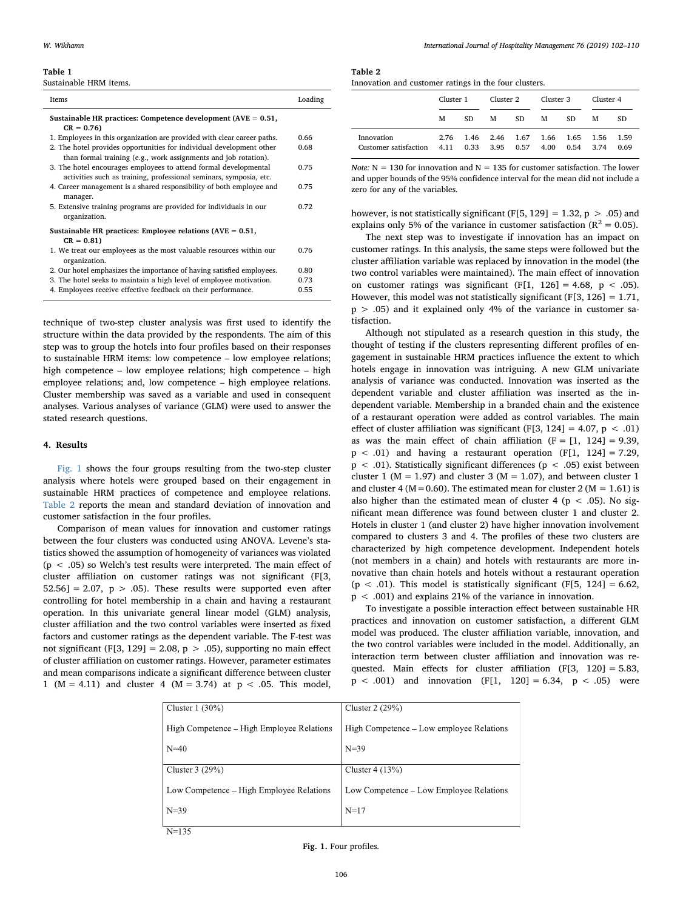**Table 1**
Sustainable HRM items.

| Items | Loading |
|---|---|
| **Sustainable HR practices: Competence development (AVE = 0.51, CR = 0.76)** | |
| 1. Employees in this organization are provided with clear career paths. | 0.66 |
| 2. The hotel provides opportunities for individual development other than formal training (e.g., work assignments and job rotation). | 0.68 |
| 3. The hotel encourages employees to attend formal developmental activities such as training, professional seminars, symposia, etc. | 0.75 |
| 4. Career management is a shared responsibility of both employee and manager. | 0.75 |
| 5. Extensive training programs are provided for individuals in our organization. | 0.72 |
| **Sustainable HR practices: Employee relations (AVE = 0.51, CR = 0.81)** | |
| 1. We treat our employees as the most valuable resources within our organization. | 0.76 |
| 2. Our hotel emphasizes the importance of having satisfied employees. | 0.80 |
| 3. The hotel seeks to maintain a high level of employee motivation. | 0.73 |
| 4. Employees receive effective feedback on their performance. | 0.55 |

technique of two-step cluster analysis was first used to identify the structure within the data provided by the respondents. The aim of this step was to group the hotels into four profiles based on their responses to sustainable HRM items: low competence – low employee relations; high competence – low employee relations; high competence – high employee relations; and, low competence – high employee relations. Cluster membership was saved as a variable and used in consequent analyses. Various analyses of variance (GLM) were used to answer the stated research questions.

## 4. Results

Fig. 1 shows the four groups resulting from the two-step cluster analysis where hotels were grouped based on their engagement in sustainable HRM practices of competence and employee relations. Table 2 reports the mean and standard deviation of innovation and customer satisfaction in the four profiles.

Comparison of mean values for innovation and customer ratings between the four clusters was conducted using ANOVA. Levene's statistics showed the assumption of homogeneity of variances was violated ($p < .05$) so Welch's test results were interpreted. The main effect of cluster affiliation on customer ratings was not significant ($F[3, 52.56] = 2.07$, $p > .05$). These results were supported even after controlling for hotel membership in a chain and having a restaurant operation. In this univariate general linear model (GLM) analysis, cluster affiliation and the two control variables were inserted as fixed factors and customer ratings as the dependent variable. The F-test was not significant ($F[3, 129] = 2.08$, $p > .05$), supporting no main effect of cluster affiliation on customer ratings. However, parameter estimates and mean comparisons indicate a significant difference between cluster 1 ($M = 4.11$) and cluster 4 ($M = 3.74$) at $p < .05$. This model, however, is not statistically significant ($F[5, 129] = 1.32$, $p > .05$) and explains only 5% of the variance in customer satisfaction ($R^2 = 0.05$).

**Table 2**
Innovation and customer ratings in the four clusters.

| | Cluster 1 | | Cluster 2 | | Cluster 3 | | Cluster 4 | |
|---|---|---|---|---|---|---|---|---|
| | M | SD | M | SD | M | SD | M | SD |
| Innovation | 2.76 | 1.46 | 2.46 | 1.67 | 1.66 | 1.65 | 1.56 | 1.59 |
| Customer satisfaction | 4.11 | 0.33 | 3.95 | 0.57 | 4.00 | 0.54 | 3.74 | 0.69 |

*Note:* N = 130 for innovation and N = 135 for customer satisfaction. The lower and upper bounds of the 95% confidence interval for the mean did not include a zero for any of the variables.

The next step was to investigate if innovation has an impact on customer ratings. In this analysis, the same steps were followed but the cluster affiliation variable was replaced by innovation in the model (the two control variables were maintained). The main effect of innovation on customer ratings was significant ($F[1, 126] = 4.68$, $p < .05$). However, this model was not statistically significant ($F[3, 126] = 1.71$, $p > .05$) and it explained only 4% of the variance in customer satisfaction.

Although not stipulated as a research question in this study, the thought of testing if the clusters representing different profiles of engagement in sustainable HRM practices influence the extent to which hotels engage in innovation was intriguing. A new GLM univariate analysis of variance was conducted. Innovation was inserted as the dependent variable and cluster affiliation was inserted as the independent variable. Membership in a branded chain and the existence of a restaurant operation were added as control variables. The main effect of cluster affiliation was significant ($F[3, 124] = 4.07$, $p < .01$) as was the main effect of chain affiliation ($F = [1, 124] = 9.39$, $p < .01$) and having a restaurant operation ($F[1, 124] = 7.29$, $p < .01$). Statistically significant differences ($p < .05$) exist between cluster 1 ($M = 1.97$) and cluster 3 ($M = 1.07$), and between cluster 1 and cluster 4 ($M = 0.60$). The estimated mean for cluster 2 ($M = 1.61$) is also higher than the estimated mean of cluster 4 ($p < .05$). No significant mean difference was found between cluster 1 and cluster 2. Hotels in cluster 1 (and cluster 2) have higher innovation involvement compared to clusters 3 and 4. The profiles of these two clusters are characterized by high competence development. Independent hotels (not members in a chain) and hotels with restaurants are more innovative than chain hotels and hotels without a restaurant operation ($p < .01$). This model is statistically significant ($F[5, 124] = 6.62$, $p < .001$) and explains 21% of the variance in innovation.

To investigate a possible interaction effect between sustainable HR practices and innovation on customer satisfaction, a different GLM model was produced. The cluster affiliation variable, innovation, and the two control variables were included in the model. Additionally, an interaction term between cluster affiliation and innovation was requested. Main effects for cluster affiliation ($F[3, 120] = 5.83$, $p < .001$) and innovation ($F[1, 120] = 6.34$, $p < .05$) were

| Cluster 1 (30%) | Cluster 2 (29%) |
|---|---|
| High Competence – High Employee Relations | High Competence – Low employee Relations |
| N=40 | N=39 |
| Cluster 3 (29%) | Cluster 4 (13%) |
| Low Competence – High Employee Relations | Low Competence – Low Employee Relations |
| N=39 | N=17 |

N=135

**Fig. 1.** Four profiles.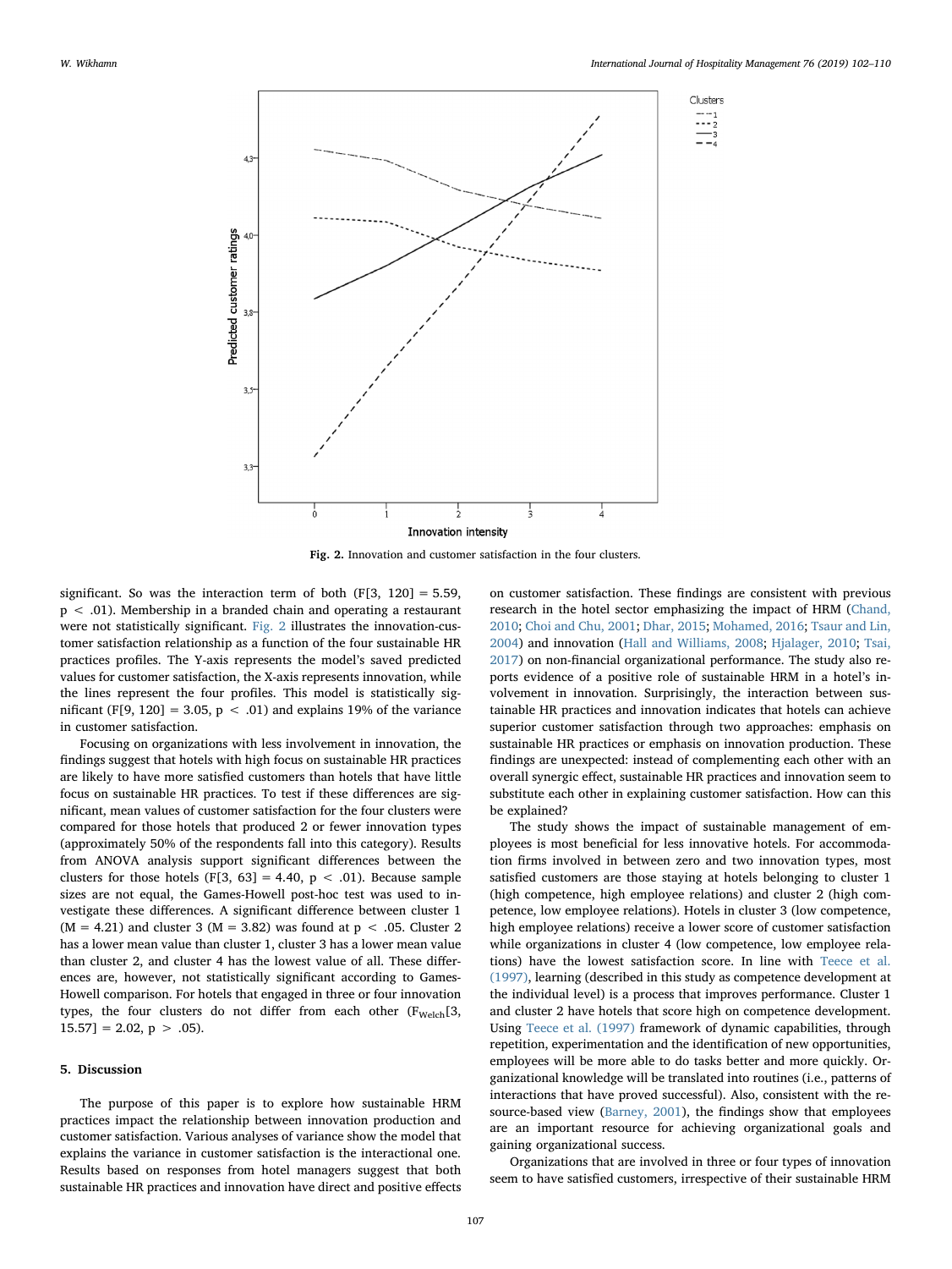Fig. 2. Innovation and customer satisfaction in the four clusters.

significant. So was the interaction term of both ($F[3, 120] = 5.59$, $p < .01$). Membership in a branded chain and operating a restaurant were not statistically significant. Fig. 2 illustrates the innovation-customer satisfaction relationship as a function of the four sustainable HR practices profiles. The Y-axis represents the model's saved predicted values for customer satisfaction, the X-axis represents innovation, while the lines represent the four profiles. This model is statistically significant ($F[9, 120] = 3.05$, $p < .01$) and explains 19% of the variance in customer satisfaction.

Focusing on organizations with less involvement in innovation, the findings suggest that hotels with high focus on sustainable HR practices are likely to have more satisfied customers than hotels that have little focus on sustainable HR practices. To test if these differences are significant, mean values of customer satisfaction for the four clusters were compared for those hotels that produced 2 or fewer innovation types (approximately 50% of the respondents fall into this category). Results from ANOVA analysis support significant differences between the clusters for those hotels ($F[3, 63] = 4.40$, $p < .01$). Because sample sizes are not equal, the Games-Howell post-hoc test was used to investigate these differences. A significant difference between cluster 1 ($M = 4.21$) and cluster 3 ($M = 3.82$) was found at $p < .05$. Cluster 2 has a lower mean value than cluster 1, cluster 3 has a lower mean value than cluster 2, and cluster 4 has the lowest value of all. These differences are, however, not statistically significant according to Games-Howell comparison. For hotels that engaged in three or four innovation types, the four clusters do not differ from each other ($F_{Welch}[3, 15.57] = 2.02$, $p > .05$).

## 5. Discussion

The purpose of this paper is to explore how sustainable HRM practices impact the relationship between innovation production and customer satisfaction. Various analyses of variance show the model that explains the variance in customer satisfaction is the interactional one. Results based on responses from hotel managers suggest that both sustainable HR practices and innovation have direct and positive effects on customer satisfaction. These findings are consistent with previous research in the hotel sector emphasizing the impact of HRM (Chand, 2010; Choi and Chu, 2001; Dhar, 2015; Mohamed, 2016; Tsaur and Lin, 2004) and innovation (Hall and Williams, 2008; Hjalager, 2010; Tsai, 2017) on non-financial organizational performance. The study also reports evidence of a positive role of sustainable HRM in a hotel's involvement in innovation. Surprisingly, the interaction between sustainable HR practices and innovation indicates that hotels can achieve superior customer satisfaction through two approaches: emphasis on sustainable HR practices or emphasis on innovation production. These findings are unexpected: instead of complementing each other with an overall synergic effect, sustainable HR practices and innovation seem to substitute each other in explaining customer satisfaction. How can this be explained?

The study shows the impact of sustainable management of employees is most beneficial for less innovative hotels. For accommodation firms involved in between zero and two innovation types, most satisfied customers are those staying at hotels belonging to cluster 1 (high competence, high employee relations) and cluster 2 (high competence, low employee relations). Hotels in cluster 3 (low competence, high employee relations) receive a lower score of customer satisfaction while organizations in cluster 4 (low competence, low employee relations) have the lowest satisfaction score. In line with Teece et al. (1997), learning (described in this study as competence development at the individual level) is a process that improves performance. Cluster 1 and cluster 2 have hotels that score high on competence development. Using Teece et al. (1997) framework of dynamic capabilities, through repetition, experimentation and the identification of new opportunities, employees will be more able to do tasks better and more quickly. Organizational knowledge will be translated into routines (i.e., patterns of interactions that have proved successful). Also, consistent with the resource-based view (Barney, 2001), the findings show that employees are an important resource for achieving organizational goals and gaining organizational success.

Organizations that are involved in three or four types of innovation seem to have satisfied customers, irrespective of their sustainable HRM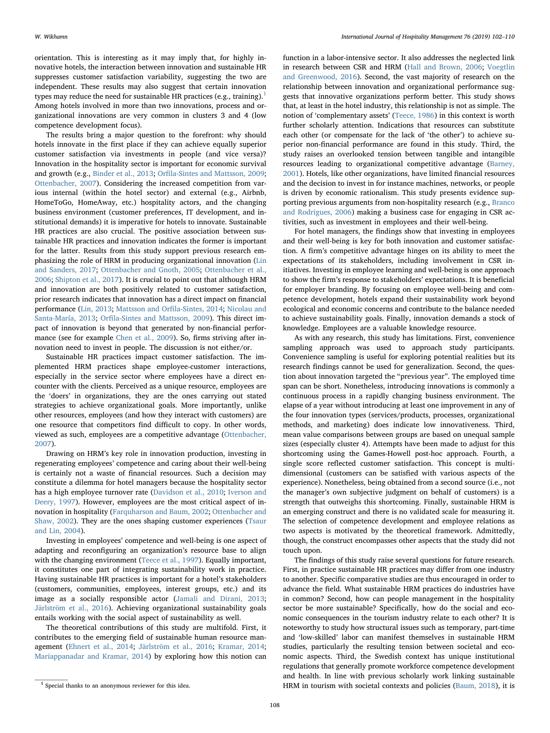orientation. This is interesting as it may imply that, for highly innovative hotels, the interaction between innovation and sustainable HR suppresses customer satisfaction variability, suggesting the two are independent. These results may also suggest that certain innovation types may reduce the need for sustainable HR practices (e.g., training).[1] Among hotels involved in more than two innovations, process and organizational innovations are very common in clusters 3 and 4 (low competence development focus).

The results bring a major question to the forefront: why should hotels innovate in the first place if they can achieve equally superior customer satisfaction via investments in people (and vice versa)? Innovation in the hospitality sector is important for economic survival and growth (e.g., Binder et al., 2013; Orfila-Sintes and Mattsson, 2009; Ottenbacher, 2007). Considering the increased competition from various internal (within the hotel sector) and external (e.g., Airbnb, HomeToGo, HomeAway, etc.) hospitality actors, and the changing business environment (customer preferences, IT development, and institutional demands) it is imperative for hotels to innovate. Sustainable HR practices are also crucial. The positive association between sustainable HR practices and innovation indicates the former is important for the latter. Results from this study support previous research emphasizing the role of HRM in producing organizational innovation (Lin and Sanders, 2017; Ottenbacher and Gnoth, 2005; Ottenbacher et al., 2006; Shipton et al., 2017). It is crucial to point out that although HRM and innovation are both positively related to customer satisfaction, prior research indicates that innovation has a direct impact on financial performance (Lin, 2013; Mattsson and Orfila-Sintes, 2014; Nicolau and Santa-María, 2013; Orfila-Sintes and Mattsson, 2009). This direct impact of innovation is beyond that generated by non-financial performance (see for example Chen et al., 2009). So, firms striving after innovation need to invest in people. The discussion is not either/or.

Sustainable HR practices impact customer satisfaction. The implemented HRM practices shape employee-customer interactions, especially in the service sector where employees have a direct encounter with the clients. Perceived as a unique resource, employees are the 'doers' in organizations, they are the ones carrying out stated strategies to achieve organizational goals. More importantly, unlike other resources, employees (and how they interact with customers) are one resource that competitors find difficult to copy. In other words, viewed as such, employees are a competitive advantage (Ottenbacher, 2007).

Drawing on HRM's key role in innovation production, investing in regenerating employees' competence and caring about their well-being is certainly not a waste of financial resources. Such a decision may constitute a dilemma for hotel managers because the hospitality sector has a high employee turnover rate (Davidson et al., 2010; Iverson and Deery, 1997). However, employees are the most critical aspect of innovation in hospitality (Farquharson and Baum, 2002; Ottenbacher and Shaw, 2002). They are the ones shaping customer experiences (Tsaur and Lin, 2004).

Investing in employees' competence and well-being is one aspect of adapting and reconfiguring an organization's resource base to align with the changing environment (Teece et al., 1997). Equally important, it constitutes one part of integrating sustainability work in practice. Having sustainable HR practices is important for a hotel's stakeholders (customers, communities, employees, interest groups, etc.) and its image as a socially responsible actor (Jamali and Dirani, 2013; Järlström et al., 2016). Achieving organizational sustainability goals entails working with the social aspect of sustainability as well.

The theoretical contributions of this study are multifold. First, it contributes to the emerging field of sustainable human resource management (Ehnert et al., 2014; Järlström et al., 2016; Kramar, 2014; Mariappanadar and Kramar, 2014) by exploring how this notion can function in a labor-intensive sector. It also addresses the neglected link in research between CSR and HRM (Hall and Brown, 2006; Voegtlin and Greenwood, 2016). Second, the vast majority of research on the relationship between innovation and organizational performance suggests that innovative organizations perform better. This study shows that, at least in the hotel industry, this relationship is not as simple. The notion of 'complementary assets' (Teece, 1986) in this context is worth further scholarly attention. Indications that resources can substitute each other (or compensate for the lack of 'the other') to achieve superior non-financial performance are found in this study. Third, the study raises an overlooked tension between tangible and intangible resources leading to organizational competitive advantage (Barney, 2001). Hotels, like other organizations, have limited financial resources and the decision to invest in for instance machines, networks, or people is driven by economic rationalism. This study presents evidence supporting previous arguments from non-hospitality research (e.g., Branco and Rodrigues, 2006) making a business case for engaging in CSR activities, such as investment in employees and their well-being.

For hotel managers, the findings show that investing in employees and their well-being is key for both innovation and customer satisfaction. A firm's competitive advantage hinges on its ability to meet the expectations of its stakeholders, including involvement in CSR initiatives. Investing in employee learning and well-being is one approach to show the firm's response to stakeholders' expectations. It is beneficial for employer branding. By focusing on employee well-being and competence development, hotels expand their sustainability work beyond ecological and economic concerns and contribute to the balance needed to achieve sustainability goals. Finally, innovation demands a stock of knowledge. Employees are a valuable knowledge resource.

As with any research, this study has limitations. First, convenience sampling approach was used to approach study participants. Convenience sampling is useful for exploring potential realities but its research findings cannot be used for generalization. Second, the question about innovation targeted the "previous year". The employed time span can be short. Nonetheless, introducing innovations is commonly a continuous process in a rapidly changing business environment. The elapse of a year without introducing at least one improvement in any of the four innovation types (services/products, processes, organizational methods, and marketing) does indicate low innovativeness. Third, mean value comparisons between groups are based on unequal sample sizes (especially cluster 4). Attempts have been made to adjust for this shortcoming using the Games-Howell post-hoc approach. Fourth, a single score reflected customer satisfaction. This concept is multidimensional (customers can be satisfied with various aspects of the experience). Nonetheless, being obtained from a second source (i.e., not the manager's own subjective judgment on behalf of customers) is a strength that outweighs this shortcoming. Finally, sustainable HRM is an emerging construct and there is no validated scale for measuring it. The selection of competence development and employee relations as two aspects is motivated by the theoretical framework. Admittedly, though, the construct encompasses other aspects that the study did not touch upon.

The findings of this study raise several questions for future research. First, in practice sustainable HR practices may differ from one industry to another. Specific comparative studies are thus encouraged in order to advance the field. What sustainable HRM practices do industries have in common? Second, how can people management in the hospitality sector be more sustainable? Specifically, how do the social and economic consequences in the tourism industry relate to each other? It is noteworthy to study how structural issues such as temporary, part-time and 'low-skilled' labor can manifest themselves in sustainable HRM studies, particularly the resulting tension between societal and economic aspects. Third, the Swedish context has unique institutional regulations that generally promote workforce competence development and health. In line with previous scholarly work linking sustainable HRM in tourism with societal contexts and policies (Baum, 2018), it is

[1] Special thanks to an anonymous reviewer for this idea.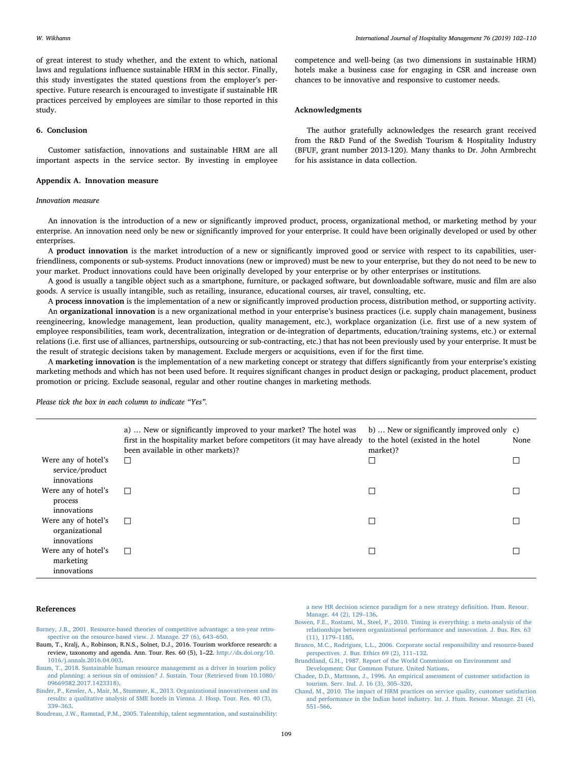of great interest to study whether, and the extent to which, national laws and regulations influence sustainable HRM in this sector. Finally, this study investigates the stated questions from the employer's perspective. Future research is encouraged to investigate if sustainable HR practices perceived by employees are similar to those reported in this study.

## 6. Conclusion

Customer satisfaction, innovations and sustainable HRM are all important aspects in the service sector. By investing in employee competence and well-being (as two dimensions in sustainable HRM) hotels make a business case for engaging in CSR and increase own chances to be innovative and responsive to customer needs.

## Acknowledgments

The author gratefully acknowledges the research grant received from the R&D Fund of the Swedish Tourism & Hospitality Industry (BFUF, grant number 2013-120). Many thanks to Dr. John Armbrecht for his assistance in data collection.

## Appendix A. Innovation measure

*Innovation measure*

An innovation is the introduction of a new or significantly improved product, process, organizational method, or marketing method by your enterprise. An innovation need only be new or significantly improved for your enterprise. It could have been originally developed or used by other enterprises.

A **product innovation** is the market introduction of a new or significantly improved good or service with respect to its capabilities, user-friendliness, components or sub-systems. Product innovations (new or improved) must be new to your enterprise, but they do not need to be new to your market. Product innovations could have been originally developed by your enterprise or by other enterprises or institutions.

A good is usually a tangible object such as a smartphone, furniture, or packaged software, but downloadable software, music and film are also goods. A service is usually intangible, such as retailing, insurance, educational courses, air travel, consulting, etc.

A **process innovation** is the implementation of a new or significantly improved production process, distribution method, or supporting activity.

An **organizational innovation** is a new organizational method in your enterprise's business practices (i.e. supply chain management, business reengineering, knowledge management, lean production, quality management, etc.), workplace organization (i.e. first use of a new system of employee responsibilities, team work, decentralization, integration or de-integration of departments, education/training systems, etc.) or external relations (i.e. first use of alliances, partnerships, outsourcing or sub-contracting, etc.) that has not been previously used by your enterprise. It must be the result of strategic decisions taken by management. Exclude mergers or acquisitions, even if for the first time.

A **marketing innovation** is the implementation of a new marketing concept or strategy that differs significantly from your enterprise's existing marketing methods and which has not been used before. It requires significant changes in product design or packaging, product placement, product promotion or pricing. Exclude seasonal, regular and other routine changes in marketing methods.

*Please tick the box in each column to indicate "Yes".*

| | a) … New or significantly improved to your market? The hotel was first in the hospitality market before competitors (it may have already been available in other markets)? | b) … New or significantly improved only to the hotel (existed in the hotel market)? | c) None |
|---|---|---|---|
| Were any of hotel's service/product innovations | ☐ | ☐ | ☐ |
| Were any of hotel's process innovations | ☐ | ☐ | ☐ |
| Were any of hotel's organizational innovations | ☐ | ☐ | ☐ |
| Were any of hotel's marketing innovations | ☐ | ☐ | ☐ |

## References

Barney, J.B., 2001. Resource-based theories of competitive advantage: a ten-year retrospective on the resource-based view. J. Manage. 27 (6), 643–650.

Baum, T., Kralj, A., Robinson, R.N.S., Solnet, D.J., 2016. Tourism workforce research: a review, taxonomy and agenda. Ann. Tour. Res. 60 (5), 1–22. http://dx.doi.org/10.1016/j.annals.2016.04.003.

Baum, T., 2018. Sustainable human resource management as a driver in tourism policy and planning: a serious sin of omission? J. Sustain. Tour (Retrieved from 10.1080/09669582.2017.1423318).

Binder, P., Kessler, A., Mair, M., Stummer, K., 2013. Organizational innovativeness and its results: a qualitative analysis of SME hotels in Vienna. J. Hosp. Tour. Res. 40 (3), 339–363.

Boudreau, J.W., Ramstad, P.M., 2005. Talentship, talent segmentation, and sustainability: a new HR decision science paradigm for a new strategy definition. Hum. Resour. Manage. 44 (2), 129–136.

Bowen, F.E., Rostami, M., Steel, P., 2010. Timing is everything: a meta-analysis of the relationships between organizational performance and innovation. J. Bus. Res. 63 (11), 1179–1185.

Branco, M.C., Rodrigues, L.L., 2006. Corporate social responsibility and resource-based perspectives. J. Bus. Ethics 69 (2), 111–132.

Brundtland, G.H., 1987. Report of the World Commission on Environment and Development: Our Common Future. United Nations.

Chadee, D.D., Mattsson, J., 1996. An empirical assessment of customer satisfaction in tourism. Serv. Ind. J. 16 (3), 305–320.

Chand, M., 2010. The impact of HRM practices on service quality, customer satisfaction and performance in the Indian hotel industry. Int. J. Hum. Resour. Manage. 21 (4), 551–566.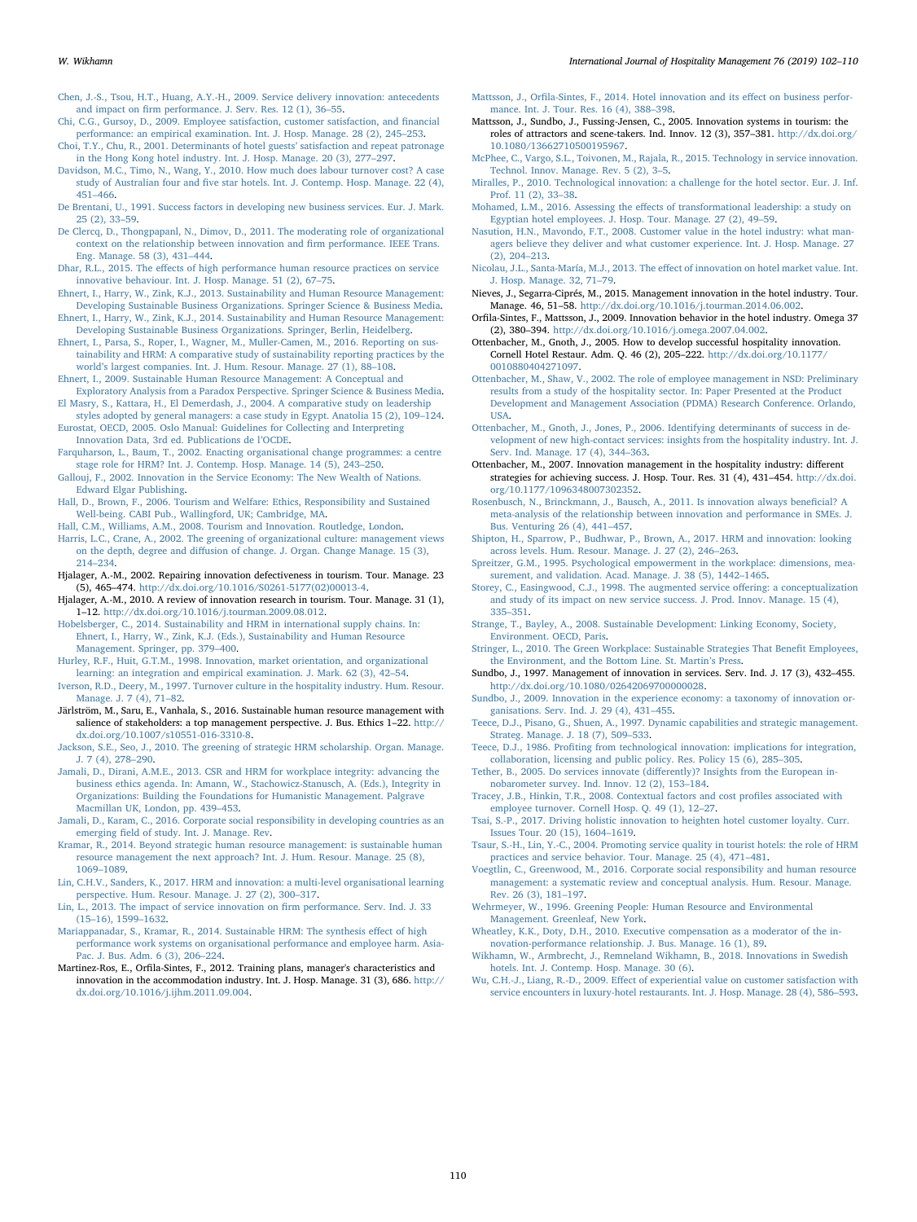Chen, J.-S., Tsou, H.T., Huang, A.Y.-H., 2009. Service delivery innovation: antecedents and impact on firm performance. J. Serv. Res. 12 (1), 36–55.

Chi, C.G., Gursoy, D., 2009. Employee satisfaction, customer satisfaction, and financial performance: an empirical examination. Int. J. Hosp. Manage. 28 (2), 245–253.

Choi, T.Y., Chu, R., 2001. Determinants of hotel guests' satisfaction and repeat patronage in the Hong Kong hotel industry. Int. J. Hosp. Manage. 20 (3), 277–297.

Davidson, M.C., Timo, N., Wang, Y., 2010. How much does labour turnover cost? A case study of Australian four and five star hotels. Int. J. Contemp. Hosp. Manage. 22 (4), 451–466.

De Brentani, U., 1991. Success factors in developing new business services. Eur. J. Mark. 25 (2), 33–59.

De Clercq, D., Thongpapanl, N., Dimov, D., 2011. The moderating role of organizational context on the relationship between innovation and firm performance. IEEE Trans. Eng. Manage. 58 (3), 431–444.

Dhar, R.L., 2015. The effects of high performance human resource practices on service innovative behaviour. Int. J. Hosp. Manage. 51 (2), 67–75.

Ehnert, I., Harry, W., Zink, K.J., 2013. Sustainability and Human Resource Management: Developing Sustainable Business Organizations. Springer Science & Business Media.

Ehnert, I., Harry, W., Zink, K.J., 2014. Sustainability and Human Resource Management: Developing Sustainable Business Organizations. Springer, Berlin, Heidelberg.

Ehnert, I., Parsa, S., Roper, I., Wagner, M., Muller-Camen, M., 2016. Reporting on sustainability and HRM: A comparative study of sustainability reporting practices by the world's largest companies. Int. J. Hum. Resour. Manage. 27 (1), 88–108.

Ehnert, I., 2009. Sustainable Human Resource Management: A Conceptual and Exploratory Analysis from a Paradox Perspective. Springer Science & Business Media.

El Masry, S., Kattara, H., El Demerdash, J., 2004. A comparative study on leadership styles adopted by general managers: a case study in Egypt. Anatolia 15 (2), 109–124.

Eurostat, OECD, 2005. Oslo Manual: Guidelines for Collecting and Interpreting Innovation Data, 3rd ed. Publications de l'OCDE.

Farquharson, L., Baum, T., 2002. Enacting organisational change programmes: a centre stage role for HRM? Int. J. Contemp. Hosp. Manage. 14 (5), 243–250.

Gallouj, F., 2002. Innovation in the Service Economy: The New Wealth of Nations. Edward Elgar Publishing.

Hall, D., Brown, F., 2006. Tourism and Welfare: Ethics, Responsibility and Sustained Well-being. CABI Pub., Wallingford, UK; Cambridge, MA.

Hall, C.M., Williams, A.M., 2008. Tourism and Innovation. Routledge, London.

Harris, L.C., Crane, A., 2002. The greening of organizational culture: management views on the depth, degree and diffusion of change. J. Organ. Change Manage. 15 (3), 214–234.

Hjalager, A.-M., 2002. Repairing innovation defectiveness in tourism. Tour. Manage. 23 (5), 465–474. http://dx.doi.org/10.1016/S0261-5177(02)00013-4.

Hjalager, A.-M., 2010. A review of innovation research in tourism. Tour. Manage. 31 (1), 1–12. http://dx.doi.org/10.1016/j.tourman.2009.08.012.

Hobelsberger, C., 2014. Sustainability and HRM in international supply chains. In: Ehnert, I., Harry, W., Zink, K.J. (Eds.), Sustainability and Human Resource Management. Springer, pp. 379–400.

Hurley, R.F., Huit, G.T.M., 1998. Innovation, market orientation, and organizational learning: an integration and empirical examination. J. Mark. 62 (3), 42–54.

Iverson, R.D., Deery, M., 1997. Turnover culture in the hospitality industry. Hum. Resour. Manage. J. 7 (4), 71–82.

Järlström, M., Saru, E., Vanhala, S., 2016. Sustainable human resource management with salience of stakeholders: a top management perspective. J. Bus. Ethics 1–22. http://dx.doi.org/10.1007/s10551-016-3310-8.

Jackson, S.E., Seo, J., 2010. The greening of strategic HRM scholarship. Organ. Manage. J. 7 (4), 278–290.

Jamali, D., Dirani, A.M.E., 2013. CSR and HRM for workplace integrity: advancing the business ethics agenda. In: Amann, W., Stachowicz-Stanusch, A. (Eds.), Integrity in Organizations: Building the Foundations for Humanistic Management. Palgrave Macmillan UK, London, pp. 439–453.

Jamali, D., Karam, C., 2016. Corporate social responsibility in developing countries as an emerging field of study. Int. J. Manage. Rev.

Kramar, R., 2014. Beyond strategic human resource management: is sustainable human resource management the next approach? Int. J. Hum. Resour. Manage. 25 (8), 1069–1089.

Lin, C.H.V., Sanders, K., 2017. HRM and innovation: a multi-level organisational learning perspective. Hum. Resour. Manage. J. 27 (2), 300–317.

Lin, L., 2013. The impact of service innovation on firm performance. Serv. Ind. J. 33 (15–16), 1599–1632.

Mariappanadar, S., Kramar, R., 2014. Sustainable HRM: The synthesis effect of high performance work systems on organisational performance and employee harm. Asia-Pac. J. Bus. Adm. 6 (3), 206–224.

Martinez-Ros, E., Orfila-Sintes, F., 2012. Training plans, manager's characteristics and innovation in the accommodation industry. Int. J. Hosp. Manage. 31 (3), 686. http://dx.doi.org/10.1016/j.ijhm.2011.09.004.

Mattsson, J., Orfila-Sintes, F., 2014. Hotel innovation and its effect on business performance. Int. J. Tour. Res. 16 (4), 388–398.

Mattsson, J., Sundbo, J., Fussing-Jensen, C., 2005. Innovation systems in tourism: the roles of attractors and scene-takers. Ind. Innov. 12 (3), 357–381. http://dx.doi.org/10.1080/13662710500195967.

McPhee, C., Vargo, S.L., Toivonen, M., Rajala, R., 2015. Technology in service innovation. Technol. Innov. Manage. Rev. 5 (2), 3–5.

Miralles, P., 2010. Technological innovation: a challenge for the hotel sector. Eur. J. Inf. Prof. 11 (2), 33–38.

Mohamed, L.M., 2016. Assessing the effects of transformational leadership: a study on Egyptian hotel employees. J. Hosp. Tour. Manage. 27 (2), 49–59.

Nasution, H.N., Mavondo, F.T., 2008. Customer value in the hotel industry: what managers believe they deliver and what customer experience. Int. J. Hosp. Manage. 27 (2), 204–213.

Nicolau, J.L., Santa-María, M.J., 2013. The effect of innovation on hotel market value. Int. J. Hosp. Manage. 32, 71–79.

Nieves, J., Segarra-Ciprés, M., 2015. Management innovation in the hotel industry. Tour. Manage. 46, 51–58. http://dx.doi.org/10.1016/j.tourman.2014.06.002.

Orfila-Sintes, F., Mattsson, J., 2009. Innovation behavior in the hotel industry. Omega 37 (2), 380–394. http://dx.doi.org/10.1016/j.omega.2007.04.002.

Ottenbacher, M., Gnoth, J., 2005. How to develop successful hospitality innovation. Cornell Hotel Restaur. Adm. Q. 46 (2), 205–222. http://dx.doi.org/10.1177/0010880404271097.

Ottenbacher, M., Shaw, V., 2002. The role of employee management in NSD: Preliminary results from a study of the hospitality sector. In: Paper Presented at the Product Development and Management Association (PDMA) Research Conference. Orlando, USA.

Ottenbacher, M., Gnoth, J., Jones, P., 2006. Identifying determinants of success in development of new high-contact services: insights from the hospitality industry. Int. J. Serv. Ind. Manage. 17 (4), 344–363.

Ottenbacher, M., 2007. Innovation management in the hospitality industry: different strategies for achieving success. J. Hosp. Tour. Res. 31 (4), 431–454. http://dx.doi.org/10.1177/1096348007302352.

Rosenbusch, N., Brinckmann, J., Bausch, A., 2011. Is innovation always beneficial? A meta-analysis of the relationship between innovation and performance in SMEs. J. Bus. Venturing 26 (4), 441–457.

Shipton, H., Sparrow, P., Budhwar, P., Brown, A., 2017. HRM and innovation: looking across levels. Hum. Resour. Manage. J. 27 (2), 246–263.

Spreitzer, G.M., 1995. Psychological empowerment in the workplace: dimensions, measurement, and validation. Acad. Manage. J. 38 (5), 1442–1465.

Storey, C., Easingwood, C.J., 1998. The augmented service offering: a conceptualization and study of its impact on new service success. J. Prod. Innov. Manage. 15 (4), 335–351.

Strange, T., Bayley, A., 2008. Sustainable Development: Linking Economy, Society, Environment. OECD, Paris.

Stringer, L., 2010. The Green Workplace: Sustainable Strategies That Benefit Employees, the Environment, and the Bottom Line. St. Martin's Press.

Sundbo, J., 1997. Management of innovation in services. Serv. Ind. J. 17 (3), 432–455. http://dx.doi.org/10.1080/02642069700000028.

Sundbo, J., 2009. Innovation in the experience economy: a taxonomy of innovation organisations. Serv. Ind. J. 29 (4), 431–455.

Teece, D.J., Pisano, G., Shuen, A., 1997. Dynamic capabilities and strategic management. Strateg. Manage. J. 18 (7), 509–533.

Teece, D.J., 1986. Profiting from technological innovation: implications for integration, collaboration, licensing and public policy. Res. Policy 15 (6), 285–305.

Tether, B., 2005. Do services innovate (differently)? Insights from the European innobarometer survey. Ind. Innov. 12 (2), 153–184.

Tracey, J.B., Hinkin, T.R., 2008. Contextual factors and cost profiles associated with employee turnover. Cornell Hosp. Q. 49 (1), 12–27.

Tsai, S.-P., 2017. Driving holistic innovation to heighten hotel customer loyalty. Curr. Issues Tour. 20 (15), 1604–1619.

Tsaur, S.-H., Lin, Y.-C., 2004. Promoting service quality in tourist hotels: the role of HRM practices and service behavior. Tour. Manage. 25 (4), 471–481.

Voegtlin, C., Greenwood, M., 2016. Corporate social responsibility and human resource management: a systematic review and conceptual analysis. Hum. Resour. Manage. Rev. 26 (3), 181–197.

Wehrmeyer, W., 1996. Greening People: Human Resource and Environmental Management. Greenleaf, New York.

Wheatley, K.K., Doty, D.H., 2010. Executive compensation as a moderator of the innovation-performance relationship. J. Bus. Manage. 16 (1), 89.

Wikhamn, W., Armbrecht, J., Remneland Wikhamn, B., 2018. Innovations in Swedish hotels. Int. J. Contemp. Hosp. Manage. 30 (6).

Wu, C.H.-J., Liang, R.-D., 2009. Effect of experiential value on customer satisfaction with service encounters in luxury-hotel restaurants. Int. J. Hosp. Manage. 28 (4), 586–593.